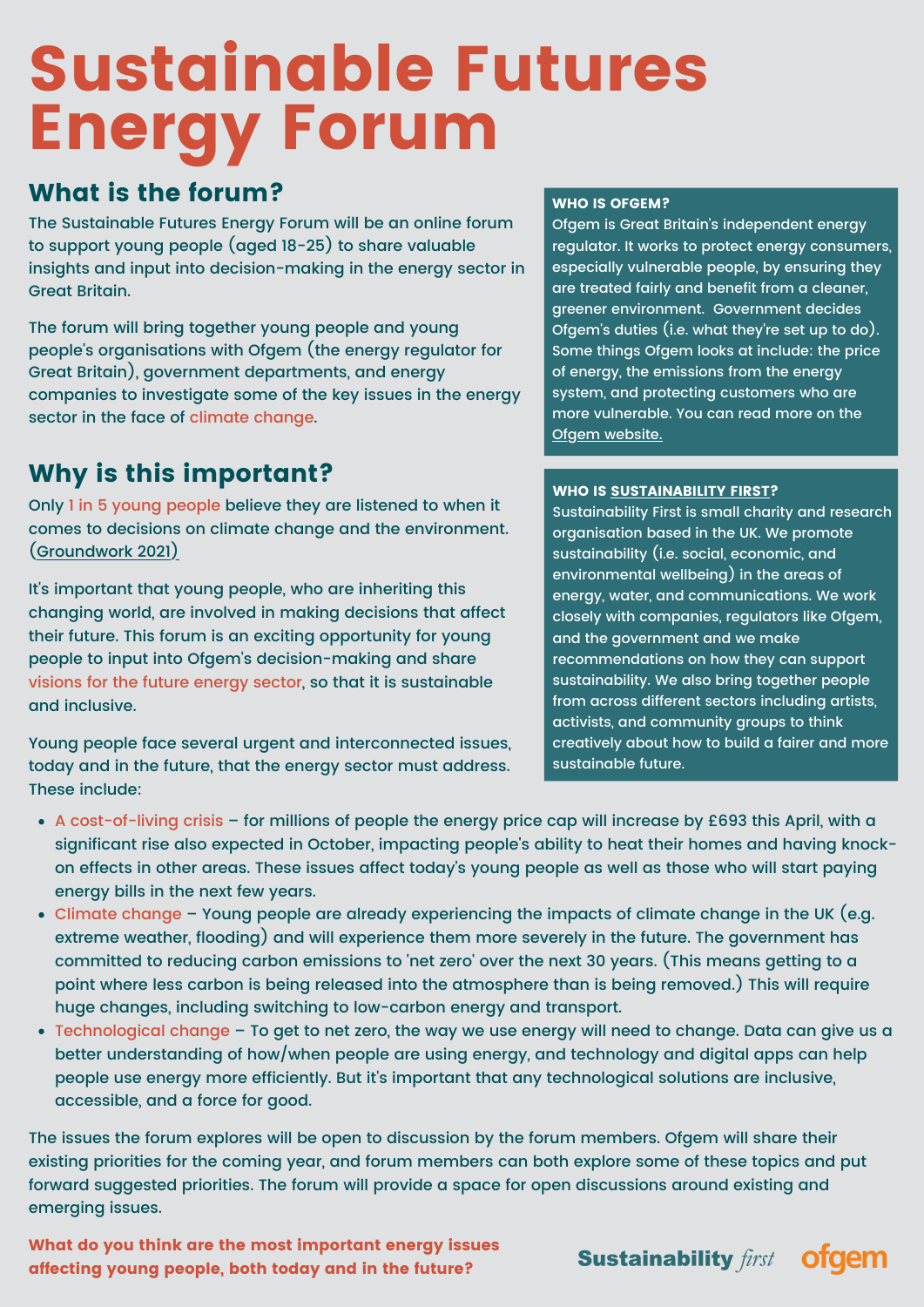# Sustainable Futures Energy Forum

## What is the forum?

The Sustainable Futures Energy Forum will be an online forum to support young people (aged 18-25) to share valuable insights and input into decision-making in the energy sector in Great Britain.

The forum will bring together young people and young people's organisations with Ofgem (the energy regulator for Great Britain), government departments, and energy companies to investigate some of the key issues in the energy sector in the face of climate change.

## Why is this important?

Only 1 in 5 young people believe they are listened to when it comes to decisions on climate change and the environment. (Groundwork 2021)

It's important that young people, who are inheriting this changing world, are involved in making decisions that affect their future. This forum is an exciting opportunity for young people to input into Ofgem's decision-making and share visions for the future energy sector, so that it is sustainable and inclusive.

Young people face several urgent and interconnected issues, today and in the future, that the energy sector must address. These include:

- A cost-of-living crisis – for millions of people the energy price cap will increase by £693 this April, with a significant rise also expected in October, impacting people's ability to heat their homes and having knock-on effects in other areas. These issues affect today's young people as well as those who will start paying energy bills in the next few years.
- Climate change – Young people are already experiencing the impacts of climate change in the UK (e.g. extreme weather, flooding) and will experience them more severely in the future. The government has committed to reducing carbon emissions to 'net zero' over the next 30 years. (This means getting to a point where less carbon is being released into the atmosphere than is being removed.) This will require huge changes, including switching to low-carbon energy and transport.
- Technological change – To get to net zero, the way we use energy will need to change. Data can give us a better understanding of how/when people are using energy, and technology and digital apps can help people use energy more efficiently. But it's important that any technological solutions are inclusive, accessible, and a force for good.

**WHO IS OFGEM?**

Ofgem is Great Britain's independent energy regulator. It works to protect energy consumers, especially vulnerable people, by ensuring they are treated fairly and benefit from a cleaner, greener environment. Government decides Ofgem's duties (i.e. what they're set up to do). Some things Ofgem looks at include: the price of energy, the emissions from the energy system, and protecting customers who are more vulnerable. You can read more on the Ofgem website.

**WHO IS SUSTAINABILITY FIRST?**

Sustainability First is small charity and research organisation based in the UK. We promote sustainability (i.e. social, economic, and environmental wellbeing) in the areas of energy, water, and communications. We work closely with companies, regulators like Ofgem, and the government and we make recommendations on how they can support sustainability. We also bring together people from across different sectors including artists, activists, and community groups to think creatively about how to build a fairer and more sustainable future.

The issues the forum explores will be open to discussion by the forum members. Ofgem will share their existing priorities for the coming year, and forum members can both explore some of these topics and put forward suggested priorities. The forum will provide a space for open discussions around existing and emerging issues.

**What do you think are the most important energy issues affecting young people, both today and in the future?**

Sustainability *first* ofgem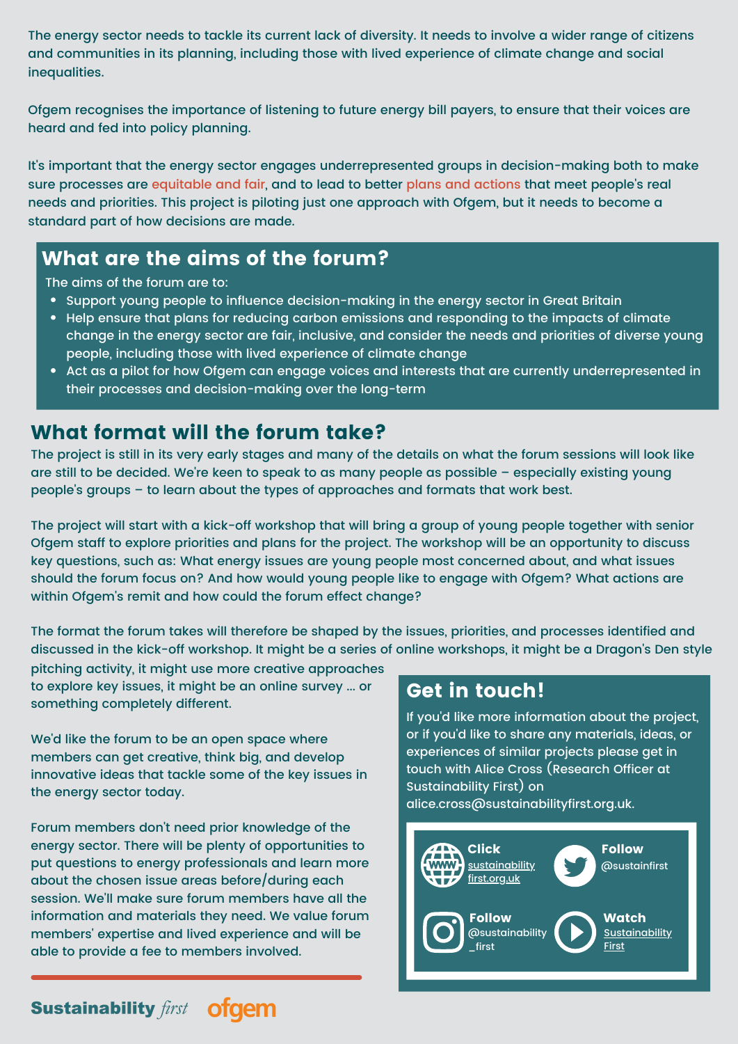The energy sector needs to tackle its current lack of diversity. It needs to involve a wider range of citizens and communities in its planning, including those with lived experience of climate change and social inequalities.

Ofgem recognises the importance of listening to future energy bill payers, to ensure that their voices are heard and fed into policy planning.

It's important that the energy sector engages underrepresented groups in decision-making both to make sure processes are equitable and fair, and to lead to better plans and actions that meet people's real needs and priorities. This project is piloting just one approach with Ofgem, but it needs to become a standard part of how decisions are made.

## What are the aims of the forum?

The aims of the forum are to:

- Support young people to influence decision-making in the energy sector in Great Britain
- Help ensure that plans for reducing carbon emissions and responding to the impacts of climate change in the energy sector are fair, inclusive, and consider the needs and priorities of diverse young people, including those with lived experience of climate change
- Act as a pilot for how Ofgem can engage voices and interests that are currently underrepresented in their processes and decision-making over the long-term

## What format will the forum take?

The project is still in its very early stages and many of the details on what the forum sessions will look like are still to be decided. We're keen to speak to as many people as possible – especially existing young people's groups – to learn about the types of approaches and formats that work best.

The project will start with a kick-off workshop that will bring a group of young people together with senior Ofgem staff to explore priorities and plans for the project. The workshop will be an opportunity to discuss key questions, such as: What energy issues are young people most concerned about, and what issues should the forum focus on? And how would young people like to engage with Ofgem? What actions are within Ofgem's remit and how could the forum effect change?

The format the forum takes will therefore be shaped by the issues, priorities, and processes identified and discussed in the kick-off workshop. It might be a series of online workshops, it might be a Dragon's Den style pitching activity, it might use more creative approaches to explore key issues, it might be an online survey ... or something completely different.

We'd like the forum to be an open space where members can get creative, think big, and develop innovative ideas that tackle some of the key issues in the energy sector today.

Forum members don't need prior knowledge of the energy sector. There will be plenty of opportunities to put questions to energy professionals and learn more about the chosen issue areas before/during each session. We'll make sure forum members have all the information and materials they need. We value forum members' expertise and lived experience and will be able to provide a fee to members involved.

## Get in touch!

If you'd like more information about the project, or if you'd like to share any materials, ideas, or experiences of similar projects please get in touch with Alice Cross (Research Officer at Sustainability First) on alice.cross@sustainabilityfirst.org.uk.

**Click** sustainabilityfirst.org.uk

**Follow** @sustainfirst

**Follow** @sustainability_first

**Watch** Sustainability First

Sustainability *first* ofgem